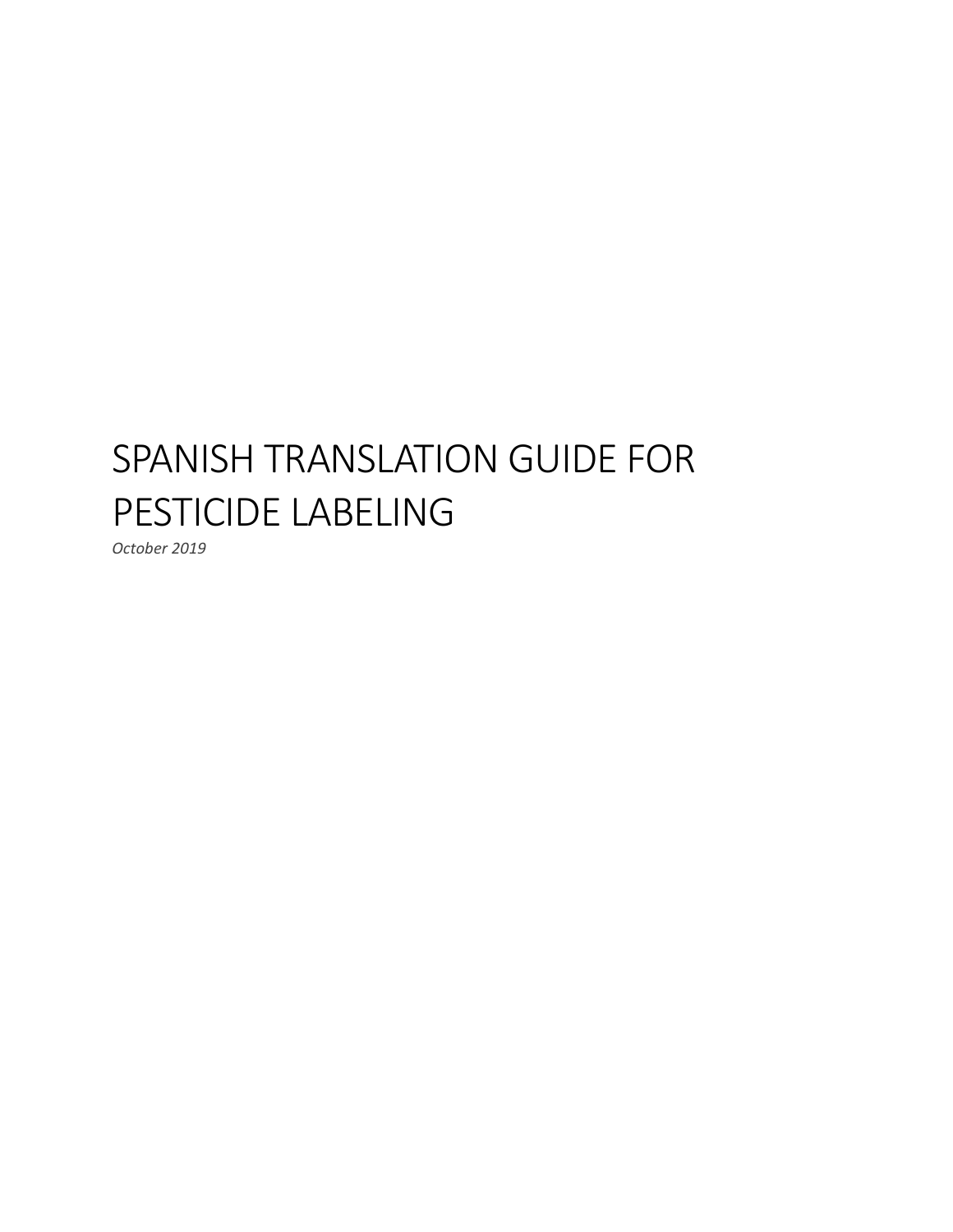# SPANISH TRANSLATION GUIDE FOR PESTICIDE LABELING

*October 2019*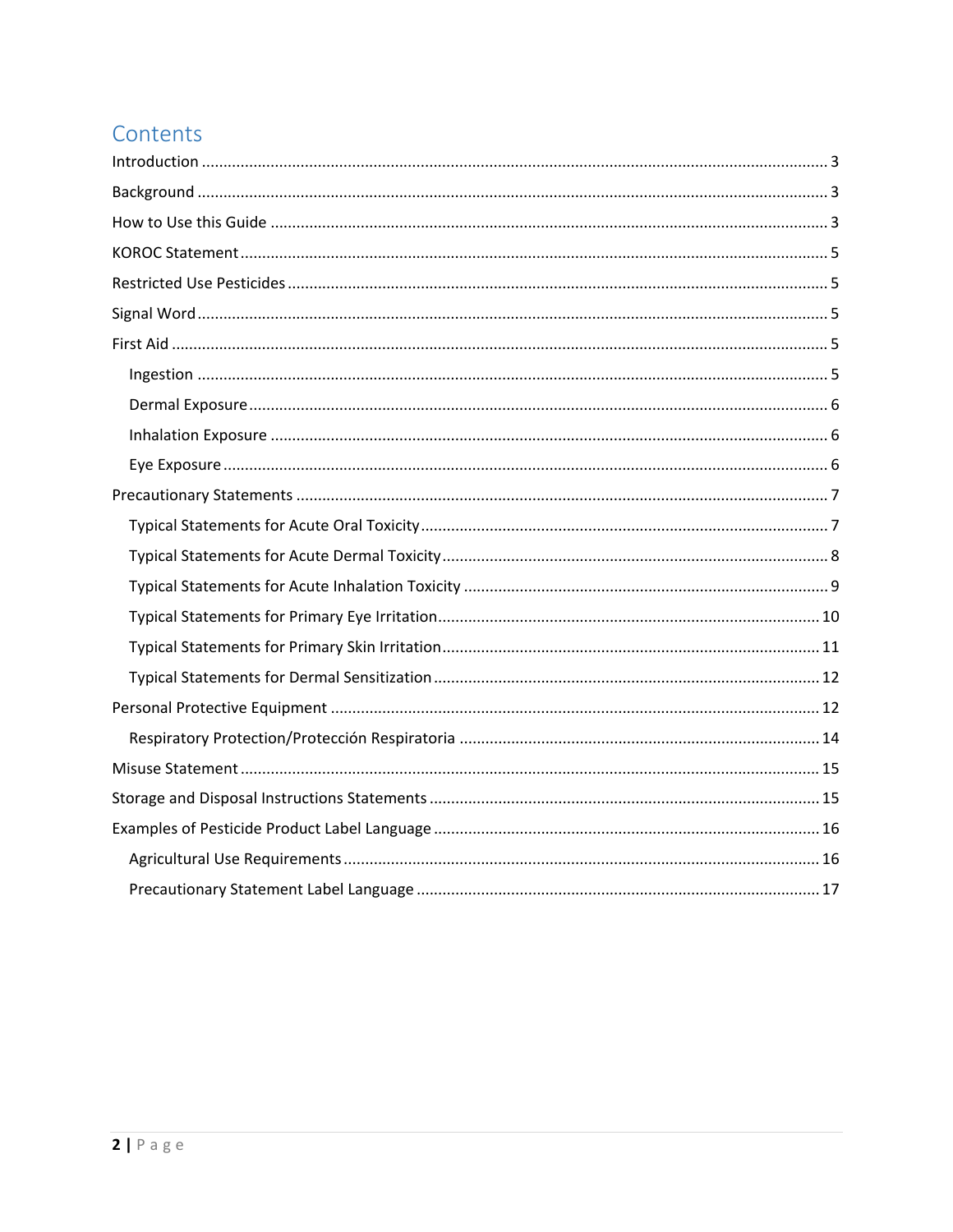# Contents

- Introduction ..... 3
- Background ..... 3
- How to Use this Guide ..... 3
- KOROC Statement ..... 5
- Restricted Use Pesticides ..... 5
- Signal Word ..... 5
- First Aid ..... 5
  - Ingestion ..... 5
  - Dermal Exposure ..... 6
  - Inhalation Exposure ..... 6
  - Eye Exposure ..... 6
- Precautionary Statements ..... 7
  - Typical Statements for Acute Oral Toxicity ..... 7
  - Typical Statements for Acute Dermal Toxicity ..... 8
  - Typical Statements for Acute Inhalation Toxicity ..... 9
  - Typical Statements for Primary Eye Irritation ..... 10
  - Typical Statements for Primary Skin Irritation ..... 11
  - Typical Statements for Dermal Sensitization ..... 12
- Personal Protective Equipment ..... 12
  - Respiratory Protection/Protección Respiratoria ..... 14
- Misuse Statement ..... 15
- Storage and Disposal Instructions Statements ..... 15
- Examples of Pesticide Product Label Language ..... 16
  - Agricultural Use Requirements ..... 16
  - Precautionary Statement Label Language ..... 17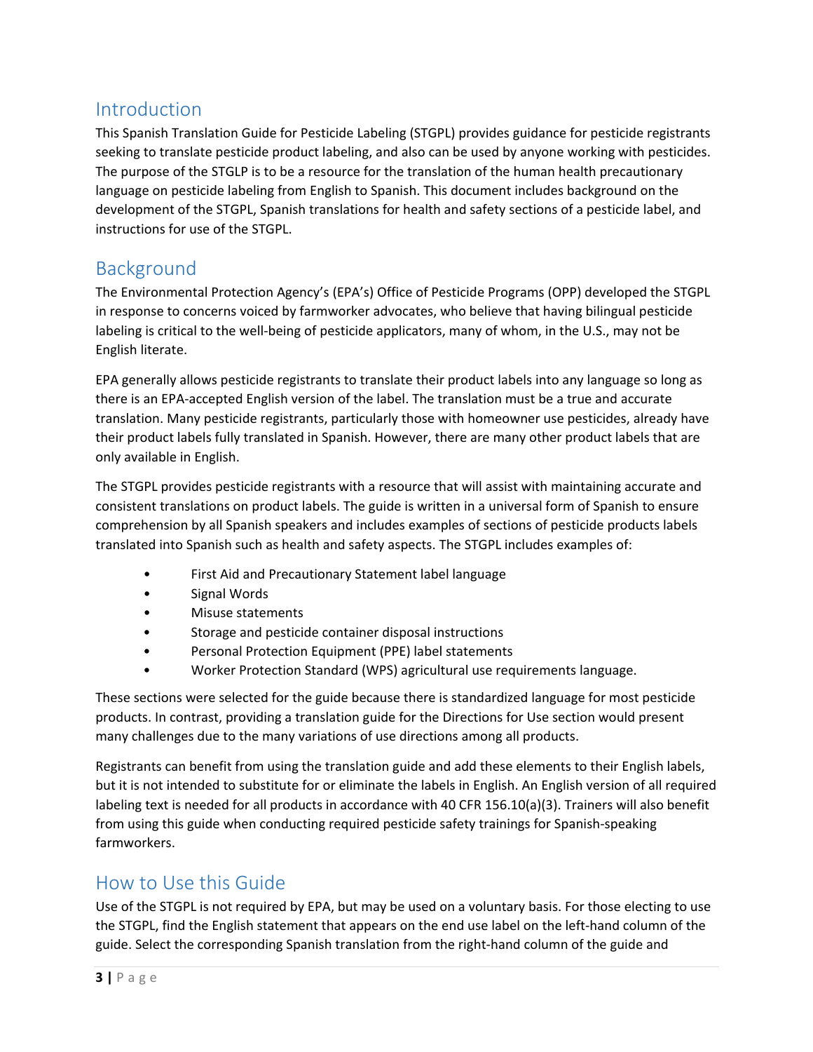## Introduction

This Spanish Translation Guide for Pesticide Labeling (STGPL) provides guidance for pesticide registrants seeking to translate pesticide product labeling, and also can be used by anyone working with pesticides. The purpose of the STGLP is to be a resource for the translation of the human health precautionary language on pesticide labeling from English to Spanish. This document includes background on the development of the STGPL, Spanish translations for health and safety sections of a pesticide label, and instructions for use of the STGPL.

## Background

The Environmental Protection Agency's (EPA's) Office of Pesticide Programs (OPP) developed the STGPL in response to concerns voiced by farmworker advocates, who believe that having bilingual pesticide labeling is critical to the well-being of pesticide applicators, many of whom, in the U.S., may not be English literate.

EPA generally allows pesticide registrants to translate their product labels into any language so long as there is an EPA-accepted English version of the label. The translation must be a true and accurate translation. Many pesticide registrants, particularly those with homeowner use pesticides, already have their product labels fully translated in Spanish. However, there are many other product labels that are only available in English.

The STGPL provides pesticide registrants with a resource that will assist with maintaining accurate and consistent translations on product labels. The guide is written in a universal form of Spanish to ensure comprehension by all Spanish speakers and includes examples of sections of pesticide products labels translated into Spanish such as health and safety aspects. The STGPL includes examples of:

- First Aid and Precautionary Statement label language
- Signal Words
- Misuse statements
- Storage and pesticide container disposal instructions
- Personal Protection Equipment (PPE) label statements
- Worker Protection Standard (WPS) agricultural use requirements language.

These sections were selected for the guide because there is standardized language for most pesticide products. In contrast, providing a translation guide for the Directions for Use section would present many challenges due to the many variations of use directions among all products.

Registrants can benefit from using the translation guide and add these elements to their English labels, but it is not intended to substitute for or eliminate the labels in English. An English version of all required labeling text is needed for all products in accordance with 40 CFR 156.10(a)(3). Trainers will also benefit from using this guide when conducting required pesticide safety trainings for Spanish-speaking farmworkers.

## How to Use this Guide

Use of the STGPL is not required by EPA, but may be used on a voluntary basis. For those electing to use the STGPL, find the English statement that appears on the end use label on the left-hand column of the guide. Select the corresponding Spanish translation from the right-hand column of the guide and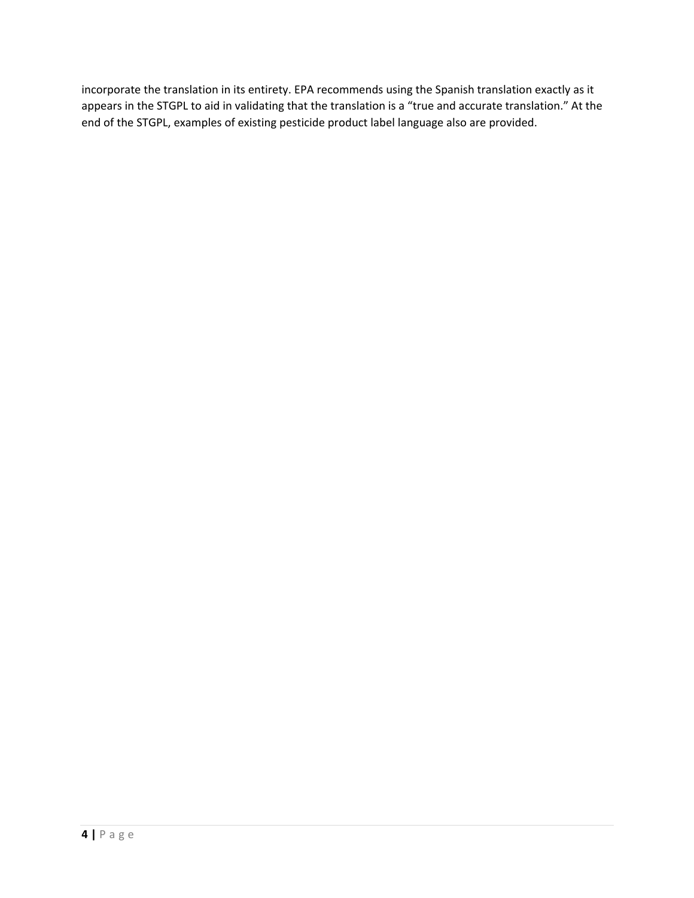incorporate the translation in its entirety. EPA recommends using the Spanish translation exactly as it appears in the STGPL to aid in validating that the translation is a “true and accurate translation.” At the end of the STGPL, examples of existing pesticide product label language also are provided.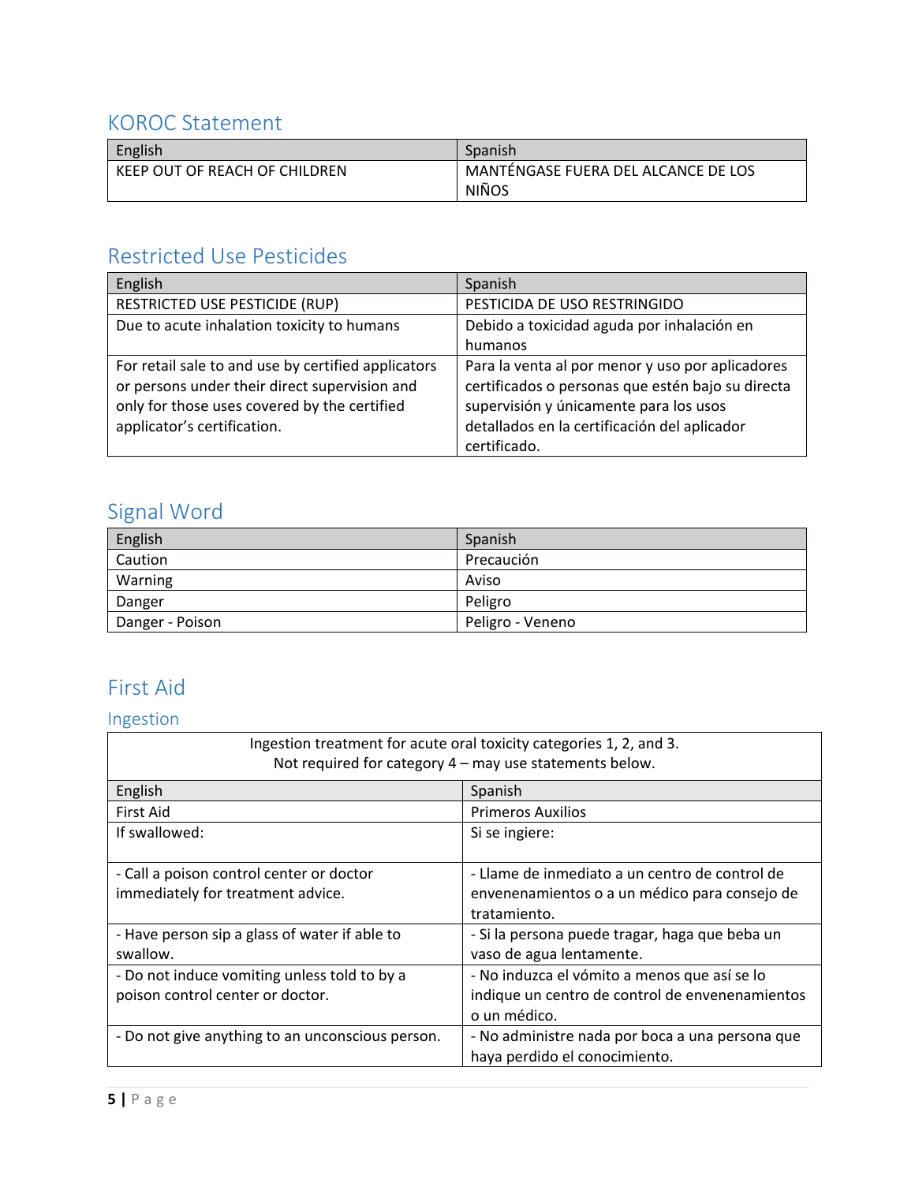## KOROC Statement

| English | Spanish |
|---|---|
| KEEP OUT OF REACH OF CHILDREN | MANTÉNGASE FUERA DEL ALCANCE DE LOS NIÑOS |

## Restricted Use Pesticides

| English | Spanish |
|---|---|
| RESTRICTED USE PESTICIDE (RUP) | PESTICIDA DE USO RESTRINGIDO |
| Due to acute inhalation toxicity to humans | Debido a toxicidad aguda por inhalación en humanos |
| For retail sale to and use by certified applicators or persons under their direct supervision and only for those uses covered by the certified applicator's certification. | Para la venta al por menor y uso por aplicadores certificados o personas que estén bajo su directa supervisión y únicamente para los usos detallados en la certificación del aplicador certificado. |

## Signal Word

| English | Spanish |
|---|---|
| Caution | Precaución |
| Warning | Aviso |
| Danger | Peligro |
| Danger - Poison | Peligro - Veneno |

## First Aid

### Ingestion

Ingestion treatment for acute oral toxicity categories 1, 2, and 3.
Not required for category 4 – may use statements below.

| English | Spanish |
|---|---|
| First Aid | Primeros Auxilios |
| If swallowed: | Si se ingiere: |
| - Call a poison control center or doctor immediately for treatment advice. | - Llame de inmediato a un centro de control de envenenamientos o a un médico para consejo de tratamiento. |
| - Have person sip a glass of water if able to swallow. | - Si la persona puede tragar, haga que beba un vaso de agua lentamente. |
| - Do not induce vomiting unless told to by a poison control center or doctor. | - No induzca el vómito a menos que así se lo indique un centro de control de envenenamientos o un médico. |
| - Do not give anything to an unconscious person. | - No administre nada por boca a una persona que haya perdido el conocimiento. |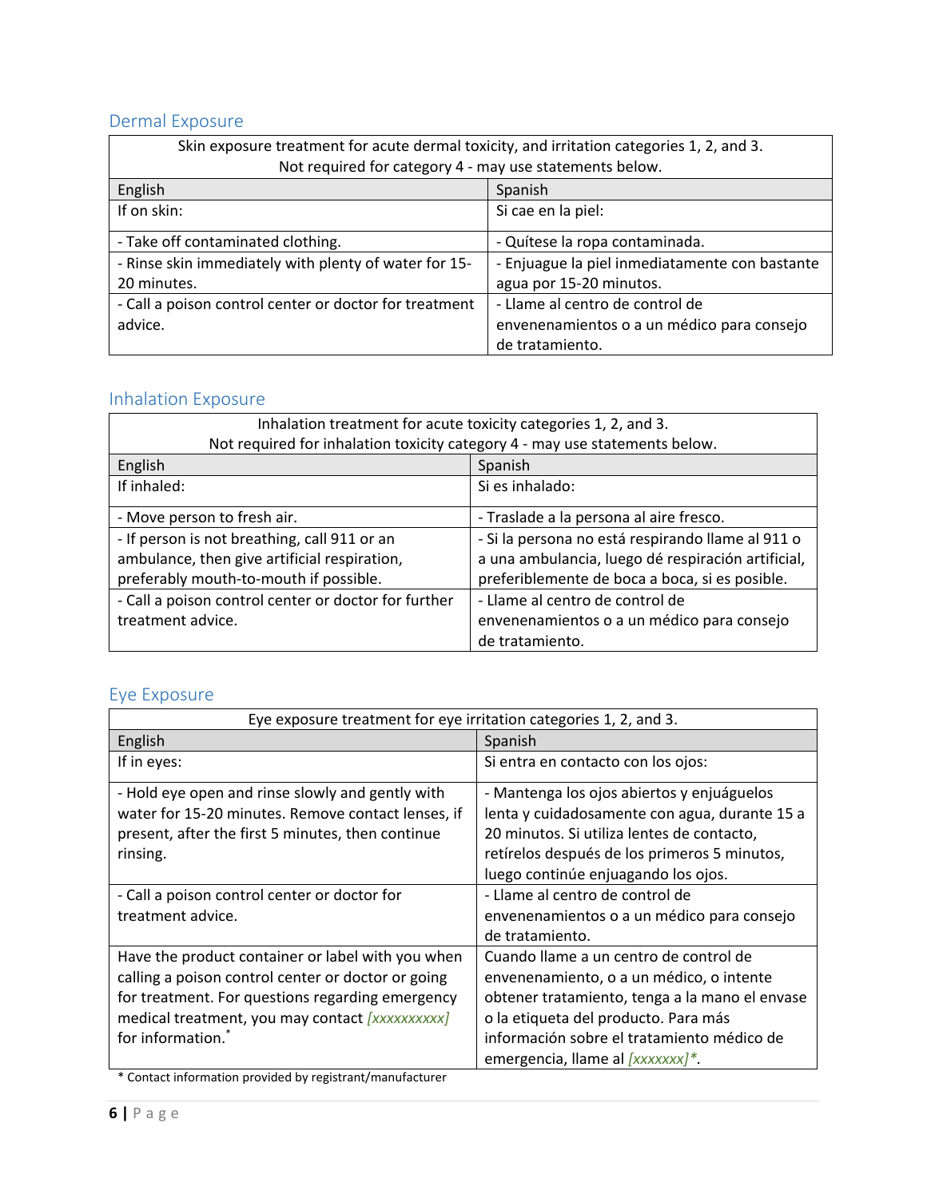## Dermal Exposure

| Skin exposure treatment for acute dermal toxicity, and irritation categories 1, 2, and 3. Not required for category 4 - may use statements below. | |
|---|---|
| English | Spanish |
| If on skin: | Si cae en la piel: |
| - Take off contaminated clothing. | - Quítese la ropa contaminada. |
| - Rinse skin immediately with plenty of water for 15-20 minutes. | - Enjuague la piel inmediatamente con bastante agua por 15-20 minutos. |
| - Call a poison control center or doctor for treatment advice. | - Llame al centro de control de envenenamientos o a un médico para consejo de tratamiento. |

## Inhalation Exposure

| Inhalation treatment for acute toxicity categories 1, 2, and 3. Not required for inhalation toxicity category 4 - may use statements below. | |
|---|---|
| English | Spanish |
| If inhaled: | Si es inhalado: |
| - Move person to fresh air. | - Traslade a la persona al aire fresco. |
| - If person is not breathing, call 911 or an ambulance, then give artificial respiration, preferably mouth-to-mouth if possible. | - Si la persona no está respirando llame al 911 o a una ambulancia, luego dé respiración artificial, preferiblemente de boca a boca, si es posible. |
| - Call a poison control center or doctor for further treatment advice. | - Llame al centro de control de envenenamientos o a un médico para consejo de tratamiento. |

## Eye Exposure

| Eye exposure treatment for eye irritation categories 1, 2, and 3. | |
|---|---|
| English | Spanish |
| If in eyes: | Si entra en contacto con los ojos: |
| - Hold eye open and rinse slowly and gently with water for 15-20 minutes. Remove contact lenses, if present, after the first 5 minutes, then continue rinsing. | - Mantenga los ojos abiertos y enjuáguelos lenta y cuidadosamente con agua, durante 15 a 20 minutos. Si utiliza lentes de contacto, retírelos después de los primeros 5 minutos, luego continúe enjuagando los ojos. |
| - Call a poison control center or doctor for treatment advice. | - Llame al centro de control de envenenamientos o a un médico para consejo de tratamiento. |
| Have the product container or label with you when calling a poison control center or doctor or going for treatment. For questions regarding emergency medical treatment, you may contact *[xxxxxxxxxx]* for information.* | Cuando llame a un centro de control de envenenamiento, o a un médico, o intente obtener tratamiento, tenga a la mano el envase o la etiqueta del producto. Para más información sobre el tratamiento médico de emergencia, llame al *[xxxxxxx]**. |

\* Contact information provided by registrant/manufacturer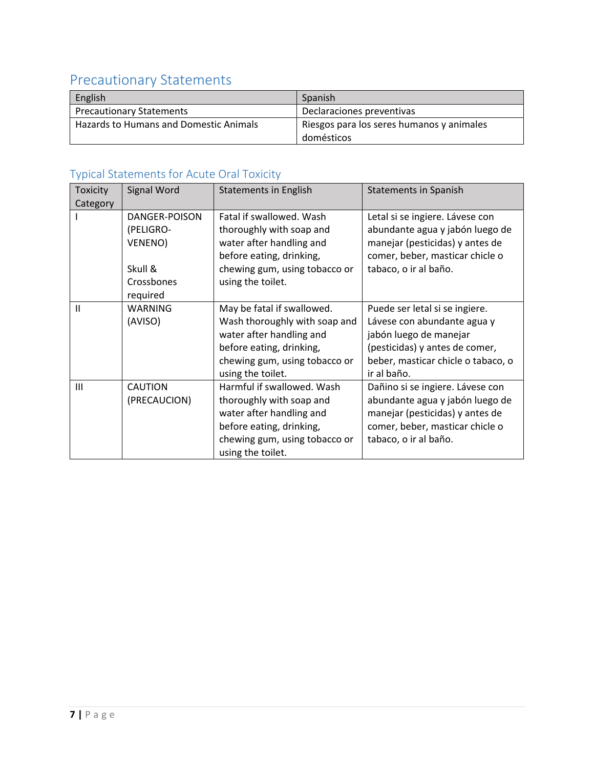## Precautionary Statements

| English | Spanish |
| --- | --- |
| Precautionary Statements | Declaraciones preventivas |
| Hazards to Humans and Domestic Animals | Riesgos para los seres humanos y animales domésticos |

### Typical Statements for Acute Oral Toxicity

| Toxicity Category | Signal Word | Statements in English | Statements in Spanish |
| --- | --- | --- | --- |
| I | DANGER-POISON (PELIGRO-VENENO)<br><br>Skull & Crossbones required | Fatal if swallowed. Wash thoroughly with soap and water after handling and before eating, drinking, chewing gum, using tobacco or using the toilet. | Letal si se ingiere. Lávese con abundante agua y jabón luego de manejar (pesticidas) y antes de comer, beber, masticar chicle o tabaco, o ir al baño. |
| II | WARNING (AVISO) | May be fatal if swallowed. Wash thoroughly with soap and water after handling and before eating, drinking, chewing gum, using tobacco or using the toilet. | Puede ser letal si se ingiere. Lávese con abundante agua y jabón luego de manejar (pesticidas) y antes de comer, beber, masticar chicle o tabaco, o ir al baño. |
| III | CAUTION (PRECAUCION) | Harmful if swallowed. Wash thoroughly with soap and water after handling and before eating, drinking, chewing gum, using tobacco or using the toilet. | Dañino si se ingiere. Lávese con abundante agua y jabón luego de manejar (pesticidas) y antes de comer, beber, masticar chicle o tabaco, o ir al baño. |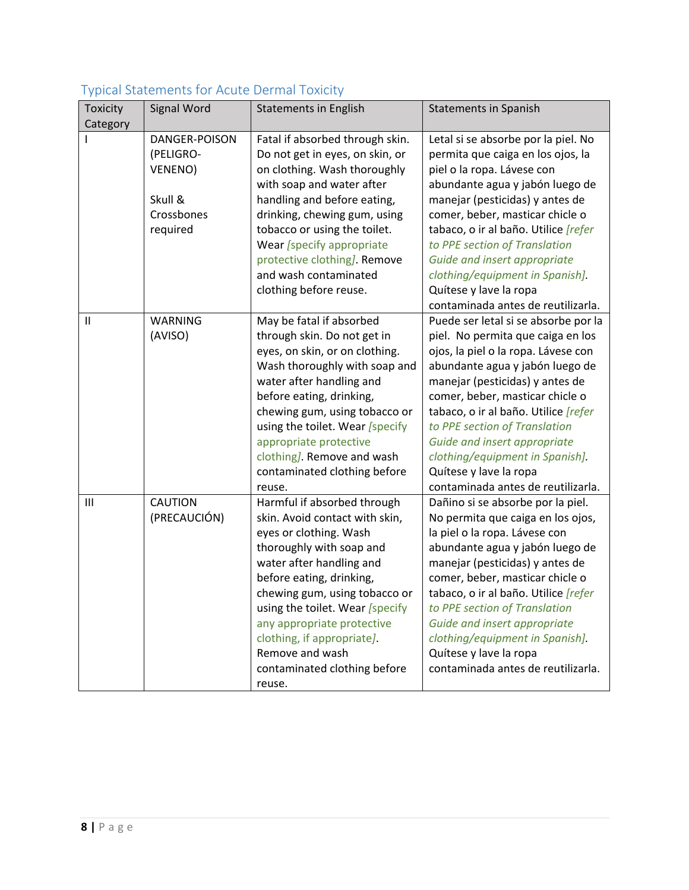### Typical Statements for Acute Dermal Toxicity

| Toxicity Category | Signal Word | Statements in English | Statements in Spanish |
|---|---|---|---|
| I | DANGER-POISON (PELIGRO-VENENO)<br><br>Skull & Crossbones required | Fatal if absorbed through skin. Do not get in eyes, on skin, or on clothing. Wash thoroughly with soap and water after handling and before eating, drinking, chewing gum, using tobacco or using the toilet. Wear [specify appropriate protective clothing]. Remove and wash contaminated clothing before reuse. | Letal si se absorbe por la piel. No permita que caiga en los ojos, la piel o la ropa. Lávese con abundante agua y jabón luego de manejar (pesticidas) y antes de comer, beber, masticar chicle o tabaco, o ir al baño. Utilice *[refer to PPE section of Translation Guide and insert appropriate clothing/equipment in Spanish]*. Quítese y lave la ropa contaminada antes de reutilizarla. |
| II | WARNING (AVISO) | May be fatal if absorbed through skin. Do not get in eyes, on skin, or on clothing. Wash thoroughly with soap and water after handling and before eating, drinking, chewing gum, using tobacco or using the toilet. Wear [specify appropriate protective clothing]. Remove and wash contaminated clothing before reuse. | Puede ser letal si se absorbe por la piel. No permita que caiga en los ojos, la piel o la ropa. Lávese con abundante agua y jabón luego de manejar (pesticidas) y antes de comer, beber, masticar chicle o tabaco, o ir al baño. Utilice *[refer to PPE section of Translation Guide and insert appropriate clothing/equipment in Spanish]*. Quítese y lave la ropa contaminada antes de reutilizarla. |
| III | CAUTION (PRECAUCIÓN) | Harmful if absorbed through skin. Avoid contact with skin, eyes or clothing. Wash thoroughly with soap and water after handling and before eating, drinking, chewing gum, using tobacco or using the toilet. Wear [specify any appropriate protective clothing, if appropriate]. Remove and wash contaminated clothing before reuse. | Dañino si se absorbe por la piel. No permita que caiga en los ojos, la piel o la ropa. Lávese con abundante agua y jabón luego de manejar (pesticidas) y antes de comer, beber, masticar chicle o tabaco, o ir al baño. Utilice *[refer to PPE section of Translation Guide and insert appropriate clothing/equipment in Spanish]*. Quítese y lave la ropa contaminada antes de reutilizarla. |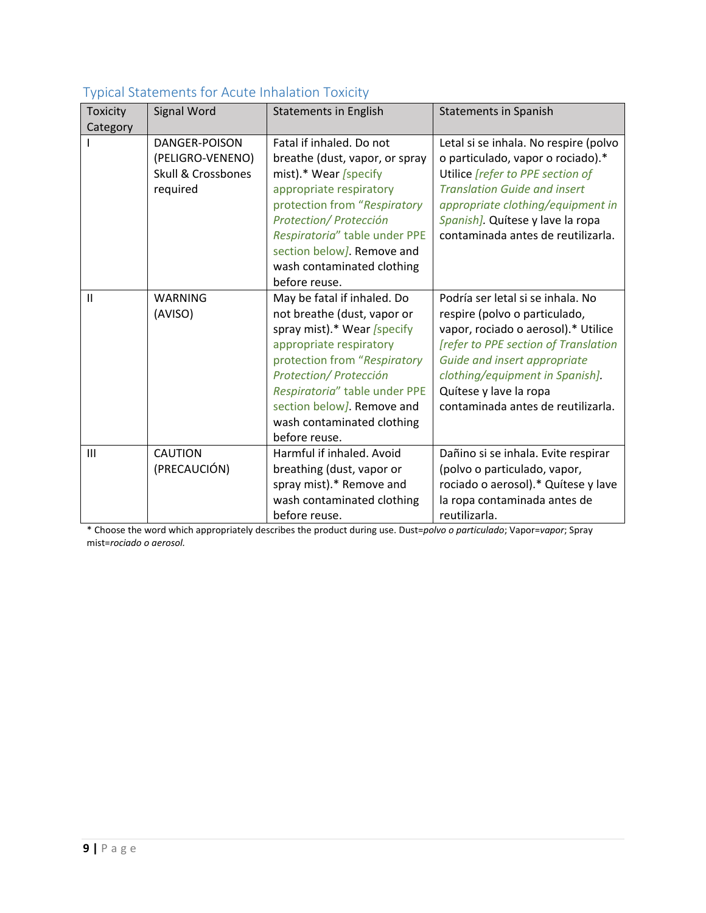## Typical Statements for Acute Inhalation Toxicity

| Toxicity Category | Signal Word | Statements in English | Statements in Spanish |
|---|---|---|---|
| I | DANGER-POISON (PELIGRO-VENENO) Skull & Crossbones required | Fatal if inhaled. Do not breathe (dust, vapor, or spray mist).* Wear *[specify appropriate respiratory protection from "Respiratory Protection/ Protección Respiratoria" table under PPE section below]*. Remove and wash contaminated clothing before reuse. | Letal si se inhala. No respire (polvo o particulado, vapor o rociado).* Utilice *[refer to PPE section of Translation Guide and insert appropriate clothing/equipment in Spanish]*. Quítese y lave la ropa contaminada antes de reutilizarla. |
| II | WARNING (AVISO) | May be fatal if inhaled. Do not breathe (dust, vapor or spray mist).* Wear *[specify appropriate respiratory protection from "Respiratory Protection/ Protección Respiratoria" table under PPE section below]*. Remove and wash contaminated clothing before reuse. | Podría ser letal si se inhala. No respire (polvo o particulado, vapor, rociado o aerosol).* Utilice *[refer to PPE section of Translation Guide and insert appropriate clothing/equipment in Spanish]*. Quítese y lave la ropa contaminada antes de reutilizarla. |
| III | CAUTION (PRECAUCIÓN) | Harmful if inhaled. Avoid breathing (dust, vapor or spray mist).* Remove and wash contaminated clothing before reuse. | Dañino si se inhala. Evite respirar (polvo o particulado, vapor, rociado o aerosol).* Quítese y lave la ropa contaminada antes de reutilizarla. |

* Choose the word which appropriately describes the product during use. Dust=*polvo o particulado*; Vapor=*vapor*; Spray mist=*rociado o aerosol*.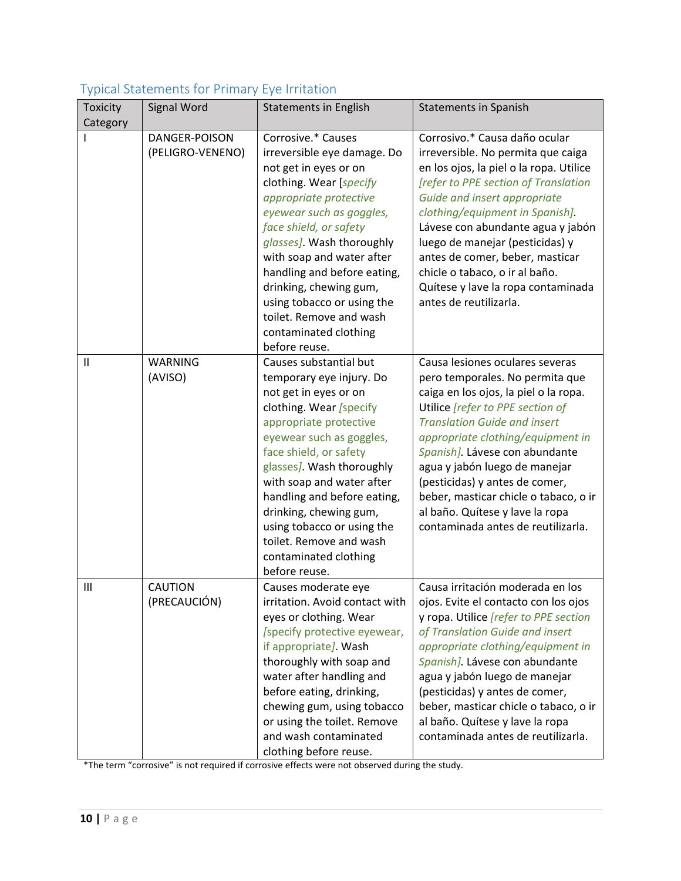## Typical Statements for Primary Eye Irritation

| Toxicity Category | Signal Word | Statements in English | Statements in Spanish |
|---|---|---|---|
| I | DANGER-POISON (PELIGRO-VENENO) | Corrosive.* Causes irreversible eye damage. Do not get in eyes or on clothing. Wear [*specify appropriate protective eyewear such as goggles, face shield, or safety glasses]*. Wash thoroughly with soap and water after handling and before eating, drinking, chewing gum, using tobacco or using the toilet. Remove and wash contaminated clothing before reuse. | Corrosivo.* Causa daño ocular irreversible. No permita que caiga en los ojos, la piel o la ropa. Utilice *[refer to PPE section of Translation Guide and insert appropriate clothing/equipment in Spanish]*. Lávese con abundante agua y jabón luego de manejar (pesticidas) y antes de comer, beber, masticar chicle o tabaco, o ir al baño. Quítese y lave la ropa contaminada antes de reutilizarla. |
| II | WARNING (AVISO) | Causes substantial but temporary eye injury. Do not get in eyes or on clothing. Wear [specify appropriate protective eyewear such as goggles, face shield, or safety glasses*]*. Wash thoroughly with soap and water after handling and before eating, drinking, chewing gum, using tobacco or using the toilet. Remove and wash contaminated clothing before reuse. | Causa lesiones oculares severas pero temporales. No permita que caiga en los ojos, la piel o la ropa. Utilice *[refer to PPE section of Translation Guide and insert appropriate clothing/equipment in Spanish]*. Lávese con abundante agua y jabón luego de manejar (pesticidas) y antes de comer, beber, masticar chicle o tabaco, o ir al baño. Quítese y lave la ropa contaminada antes de reutilizarla. |
| III | CAUTION (PRECAUCIÓN) | Causes moderate eye irritation. Avoid contact with eyes or clothing. Wear *[specify protective eyewear, if appropriate]*. Wash thoroughly with soap and water handling and before eating, drinking, chewing gum, using tobacco or using the toilet. Remove and wash contaminated clothing before reuse. | Causa irritación moderada en los ojos. Evite el contacto con los ojos y ropa. Utilice *[refer to PPE section of Translation Guide and insert appropriate clothing/equipment in Spanish]*. Lávese con abundante agua y jabón luego de manejar (pesticidas) y antes de comer, beber, masticar chicle o tabaco, o ir al baño. Quítese y lave la ropa contaminada antes de reutilizarla. |

*The term "corrosive" is not required if corrosive effects were not observed during the study.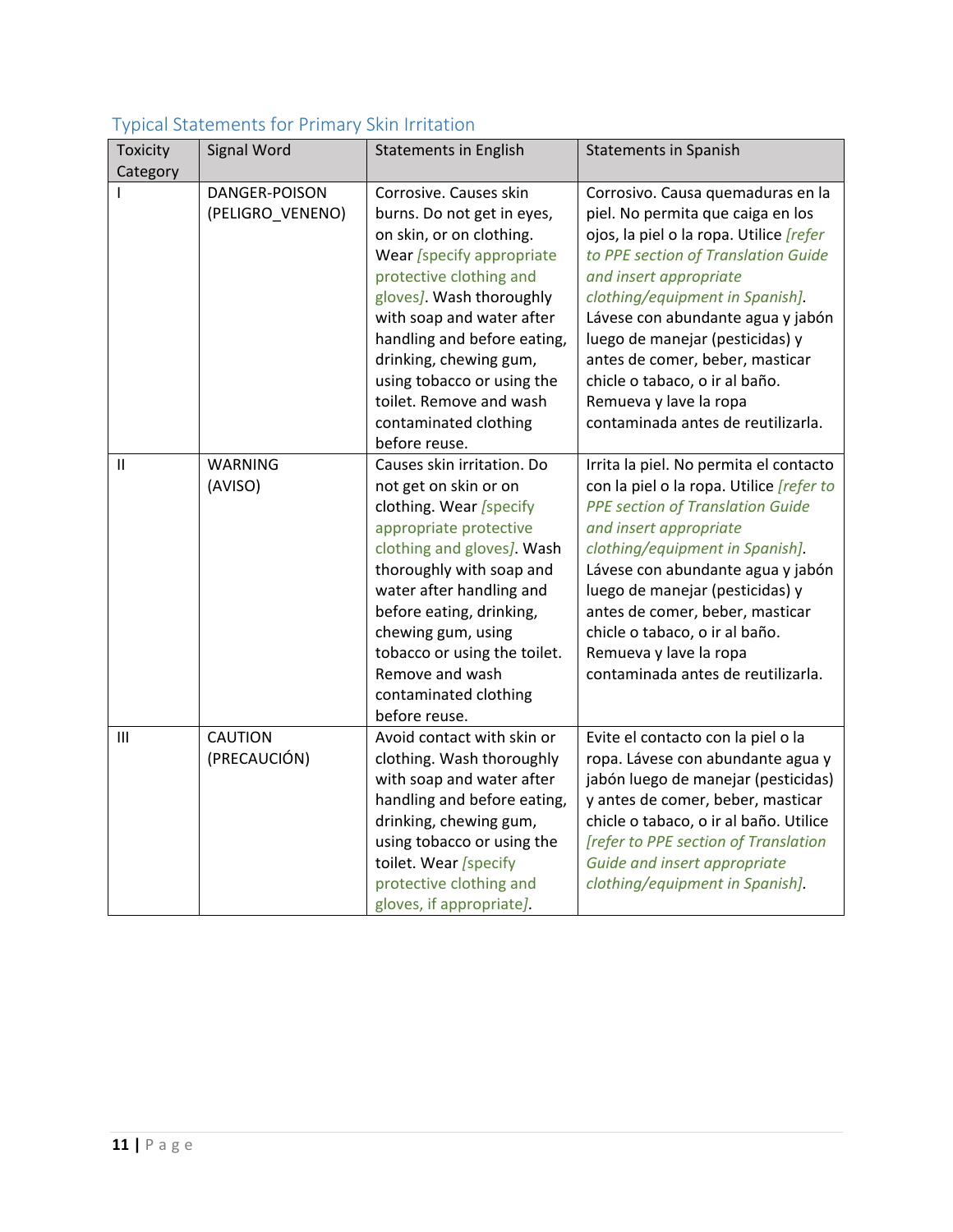### Typical Statements for Primary Skin Irritation

| Toxicity Category | Signal Word | Statements in English | Statements in Spanish |
|---|---|---|---|
| I | DANGER-POISON (PELIGRO_VENENO) | Corrosive. Causes skin burns. Do not get in eyes, on skin, or on clothing. Wear *[specify appropriate protective clothing and gloves]*. Wash thoroughly with soap and water after handling and before eating, drinking, chewing gum, using tobacco or using the toilet. Remove and wash contaminated clothing before reuse. | Corrosivo. Causa quemaduras en la piel. No permita que caiga en los ojos, la piel o la ropa. Utilice *[refer to PPE section of Translation Guide and insert appropriate clothing/equipment in Spanish]*. Lávese con abundante agua y jabón luego de manejar (pesticidas) y antes de comer, beber, masticar chicle o tabaco, o ir al baño. Remueva y lave la ropa contaminada antes de reutilizarla. |
| II | WARNING (AVISO) | Causes skin irritation. Do not get on skin or on clothing. Wear *[specify appropriate protective clothing and gloves]*. Wash thoroughly with soap and water after handling and before eating, drinking, chewing gum, using tobacco or using the toilet. Remove and wash contaminated clothing before reuse. | Irrita la piel. No permita el contacto con la piel o la ropa. Utilice *[refer to PPE section of Translation Guide and insert appropriate clothing/equipment in Spanish]*. Lávese con abundante agua y jabón luego de manejar (pesticidas) y antes de comer, beber, masticar chicle o tabaco, o ir al baño. Remueva y lave la ropa contaminada antes de reutilizarla. |
| III | CAUTION (PRECAUCIÓN) | Avoid contact with skin or clothing. Wash thoroughly with soap and water after handling and before eating, drinking, chewing gum, using tobacco or using the toilet. Wear *[specify protective clothing and gloves, if appropriate]*. | Evite el contacto con la piel o la ropa. Lávese con abundante agua y jabón luego de manejar (pesticidas) y antes de comer, beber, masticar chicle o tabaco, o ir al baño. Utilice *[refer to PPE section of Translation Guide and insert appropriate clothing/equipment in Spanish]*. |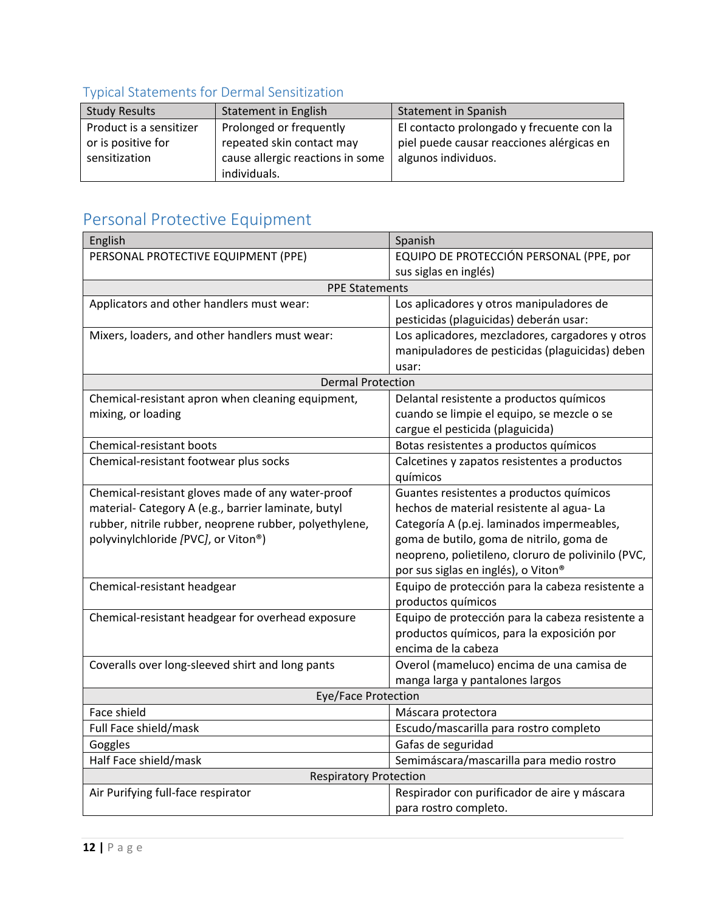### Typical Statements for Dermal Sensitization

| Study Results | Statement in English | Statement in Spanish |
|---|---|---|
| Product is a sensitizer or is positive for sensitization | Prolonged or frequently repeated skin contact may cause allergic reactions in some individuals. | El contacto prolongado y frecuente con la piel puede causar reacciones alérgicas en algunos individuos. |

## Personal Protective Equipment

| English | Spanish |
|---|---|
| PERSONAL PROTECTIVE EQUIPMENT (PPE) | EQUIPO DE PROTECCIÓN PERSONAL (PPE, por sus siglas en inglés) |
| PPE Statements | |
| Applicators and other handlers must wear: | Los aplicadores y otros manipuladores de pesticidas (plaguicidas) deberán usar: |
| Mixers, loaders, and other handlers must wear: | Los aplicadores, mezcladores, cargadores y otros manipuladores de pesticidas (plaguicidas) deben usar: |
| Dermal Protection | |
| Chemical-resistant apron when cleaning equipment, mixing, or loading | Delantal resistente a productos químicos cuando se limpie el equipo, se mezcle o se cargue el pesticida (plaguicida) |
| Chemical-resistant boots | Botas resistentes a productos químicos |
| Chemical-resistant footwear plus socks | Calcetines y zapatos resistentes a productos químicos |
| Chemical-resistant gloves made of any water-proof material- Category A (e.g., barrier laminate, butyl rubber, nitrile rubber, neoprene rubber, polyethylene, polyvinylchloride *[PVC]*, or Viton®) | Guantes resistentes a productos químicos hechos de material resistente al agua- La Categoría A (p.ej. laminados impermeables, goma de butilo, goma de nitrilo, goma de neopreno, polietileno, cloruro de polivinilo (PVC, por sus siglas en inglés), o Viton® |
| Chemical-resistant headgear | Equipo de protección para la cabeza resistente a productos químicos |
| Chemical-resistant headgear for overhead exposure | Equipo de protección para la cabeza resistente a productos químicos, para la exposición por encima de la cabeza |
| Coveralls over long-sleeved shirt and long pants | Overol (mameluco) encima de una camisa de manga larga y pantalones largos |
| Eye/Face Protection | |
| Face shield | Máscara protectora |
| Full Face shield/mask | Escudo/mascarilla para rostro completo |
| Goggles | Gafas de seguridad |
| Half Face shield/mask | Semimáscara/mascarilla para medio rostro |
| Respiratory Protection | |
| Air Purifying full-face respirator | Respirador con purificador de aire y máscara para rostro completo. |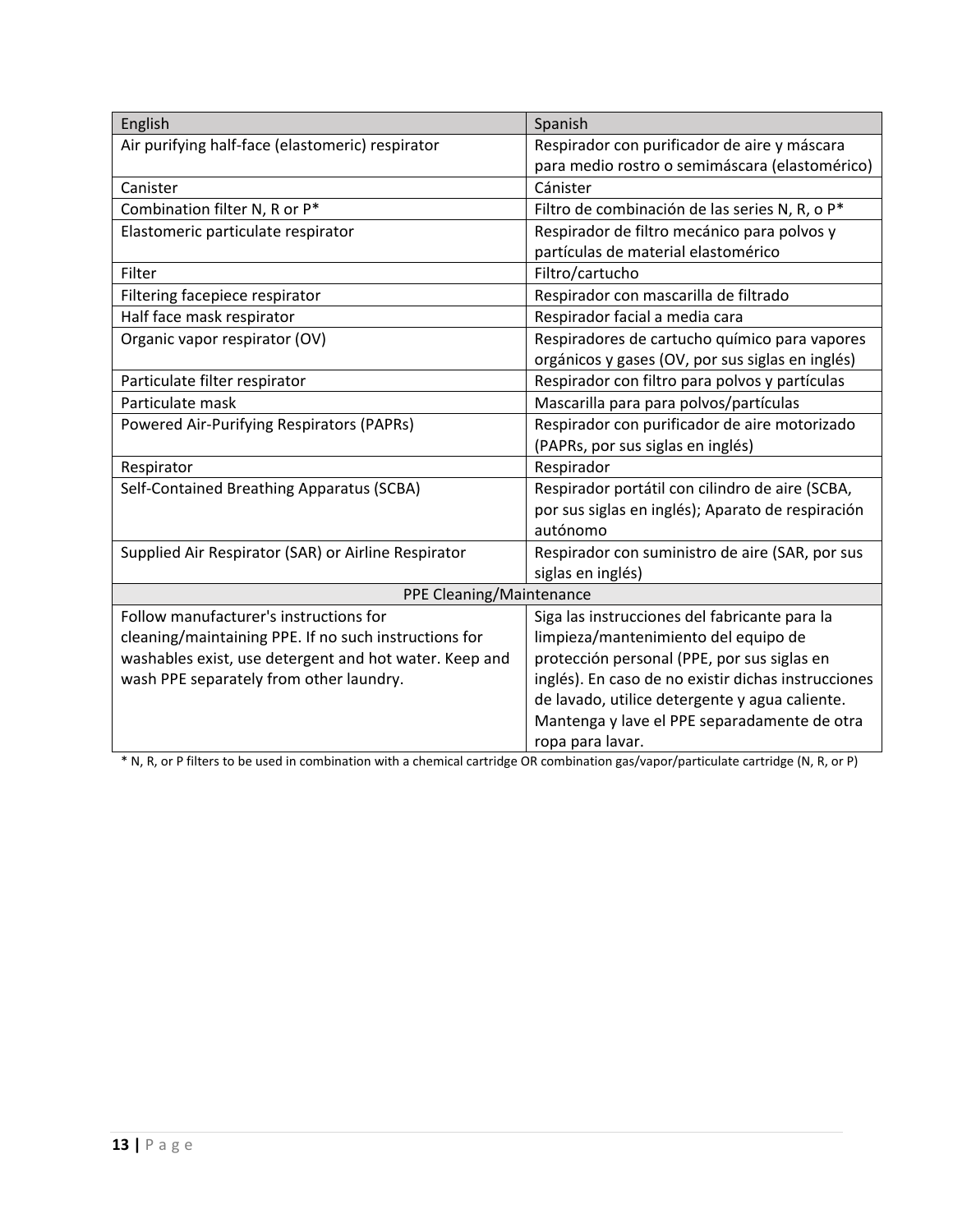| English | Spanish |
| --- | --- |
| Air purifying half-face (elastomeric) respirator | Respirador con purificador de aire y máscara para medio rostro o semimáscara (elastomérico) |
| Canister | Cánister |
| Combination filter N, R or P* | Filtro de combinación de las series N, R, o P* |
| Elastomeric particulate respirator | Respirador de filtro mecánico para polvos y partículas de material elastomérico |
| Filter | Filtro/cartucho |
| Filtering facepiece respirator | Respirador con mascarilla de filtrado |
| Half face mask respirator | Respirador facial a media cara |
| Organic vapor respirator (OV) | Respiradores de cartucho químico para vapores orgánicos y gases (OV, por sus siglas en inglés) |
| Particulate filter respirator | Respirador con filtro para polvos y partículas |
| Particulate mask | Mascarilla para para polvos/partículas |
| Powered Air-Purifying Respirators (PAPRs) | Respirador con purificador de aire motorizado (PAPRs, por sus siglas en inglés) |
| Respirator | Respirador |
| Self-Contained Breathing Apparatus (SCBA) | Respirador portátil con cilindro de aire (SCBA, por sus siglas en inglés); Aparato de respiración autónomo |
| Supplied Air Respirator (SAR) or Airline Respirator | Respirador con suministro de aire (SAR, por sus siglas en inglés) |
| PPE Cleaning/Maintenance | |
| Follow manufacturer's instructions for cleaning/maintaining PPE. If no such instructions for washables exist, use detergent and hot water. Keep and wash PPE separately from other laundry. | Siga las instrucciones del fabricante para la limpieza/mantenimiento del equipo de protección personal (PPE, por sus siglas en inglés). En caso de no existir dichas instrucciones de lavado, utilice detergente y agua caliente. Mantenga y lave el PPE separadamente de otra ropa para lavar. |

* N, R, or P filters to be used in combination with a chemical cartridge OR combination gas/vapor/particulate cartridge (N, R, or P)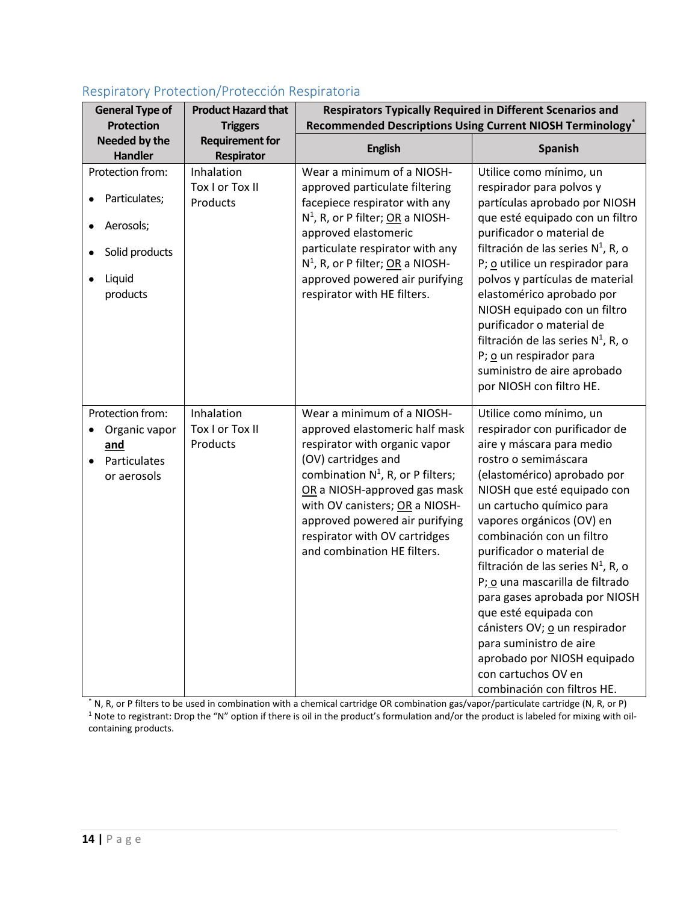## Respiratory Protection/Protección Respiratoria

| General Type of Protection Needed by the Handler | Product Hazard that Triggers Requirement for Respirator | Respirators Typically Required in Different Scenarios and Recommended Descriptions Using Current NIOSH Terminology* | |
|---|---|---|---|
| | | English | Spanish |
| Protection from: <br>• Particulates; <br>• Aerosols; <br>• Solid products <br>• Liquid products | Inhalation Tox I or Tox II Products | Wear a minimum of a NIOSH-approved particulate filtering facepiece respirator with any N[1], R, or P filter; <u>OR</u> a NIOSH-approved elastomeric particulate respirator with any N[1], R, or P filter; <u>OR</u> a NIOSH-approved powered air purifying respirator with HE filters. | Utilice como mínimo, un respirador para polvos y partículas aprobado por NIOSH que esté equipado con un filtro purificador o material de filtración de las series N[1], R, o P; <u>o</u> utilice un respirador para polvos y partículas de material elastomérico aprobado por NIOSH equipado con un filtro purificador o material de filtración de las series N[1], R, o P; <u>o</u> un respirador para suministro de aire aprobado por NIOSH con filtro HE. |
| Protection from: <br>• Organic vapor **<u>and</u>** <br>• Particulates or aerosols | Inhalation Tox I or Tox II Products | Wear a minimum of a NIOSH-approved elastomeric half mask respirator with organic vapor (OV) cartridges and combination N[1], R, or P filters; <u>OR</u> a NIOSH-approved gas mask with OV canisters; <u>OR</u> a NIOSH-approved powered air purifying respirator with OV cartridges and combination HE filters. | Utilice como mínimo, un respirador con purificador de aire y máscara para medio rostro o semimáscara (elastomérico) aprobado por NIOSH que esté equipado con un cartucho químico para vapores orgánicos (OV) en combinación con un filtro purificador o material de filtración de las series N[1], R, o P; <u>o</u> una mascarilla de filtrado para gases aprobada por NIOSH que esté equipada con cánisters OV; <u>o</u> un respirador para suministro de aire aprobado por NIOSH equipado con cartuchos OV en combinación con filtros HE. |

\* N, R, or P filters to be used in combination with a chemical cartridge OR combination gas/vapor/particulate cartridge (N, R, or P)

[1] Note to registrant: Drop the "N" option if there is oil in the product's formulation and/or the product is labeled for mixing with oil-containing products.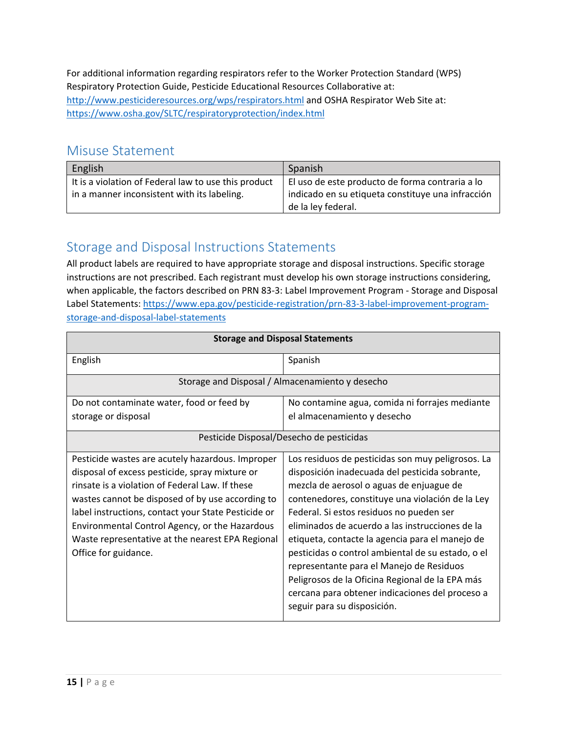For additional information regarding respirators refer to the Worker Protection Standard (WPS) Respiratory Protection Guide, Pesticide Educational Resources Collaborative at: http://www.pesticideresources.org/wps/respirators.html and OSHA Respirator Web Site at: https://www.osha.gov/SLTC/respiratoryprotection/index.html

## Misuse Statement

| English | Spanish |
|---|---|
| It is a violation of Federal law to use this product in a manner inconsistent with its labeling. | El uso de este producto de forma contraria a lo indicado en su etiqueta constituye una infracción de la ley federal. |

## Storage and Disposal Instructions Statements

All product labels are required to have appropriate storage and disposal instructions. Specific storage instructions are not prescribed. Each registrant must develop his own storage instructions considering, when applicable, the factors described on PRN 83-3: Label Improvement Program - Storage and Disposal Label Statements: https://www.epa.gov/pesticide-registration/prn-83-3-label-improvement-program-storage-and-disposal-label-statements

| **Storage and Disposal Statements** | |
|---|---|
| English | Spanish |
| Storage and Disposal / Almacenamiento y desecho | |
| Do not contaminate water, food or feed by storage or disposal | No contamine agua, comida ni forrajes mediante el almacenamiento y desecho |
| Pesticide Disposal/Desecho de pesticidas | |
| Pesticide wastes are acutely hazardous. Improper disposal of excess pesticide, spray mixture or rinsate is a violation of Federal Law. If these wastes cannot be disposed of by use according to label instructions, contact your State Pesticide or Environmental Control Agency, or the Hazardous Waste representative at the nearest EPA Regional Office for guidance. | Los residuos de pesticidas son muy peligrosos. La disposición inadecuada del pesticida sobrante, mezcla de aerosol o aguas de enjuague de contenedores, constituye una violación de la Ley Federal. Si estos residuos no pueden ser eliminados de acuerdo a las instrucciones de la etiqueta, contacte la agencia para el manejo de pesticidas o control ambiental de su estado, o el representante para el Manejo de Residuos Peligrosos de la Oficina Regional de la EPA más cercana para obtener indicaciones del proceso a seguir para su disposición. |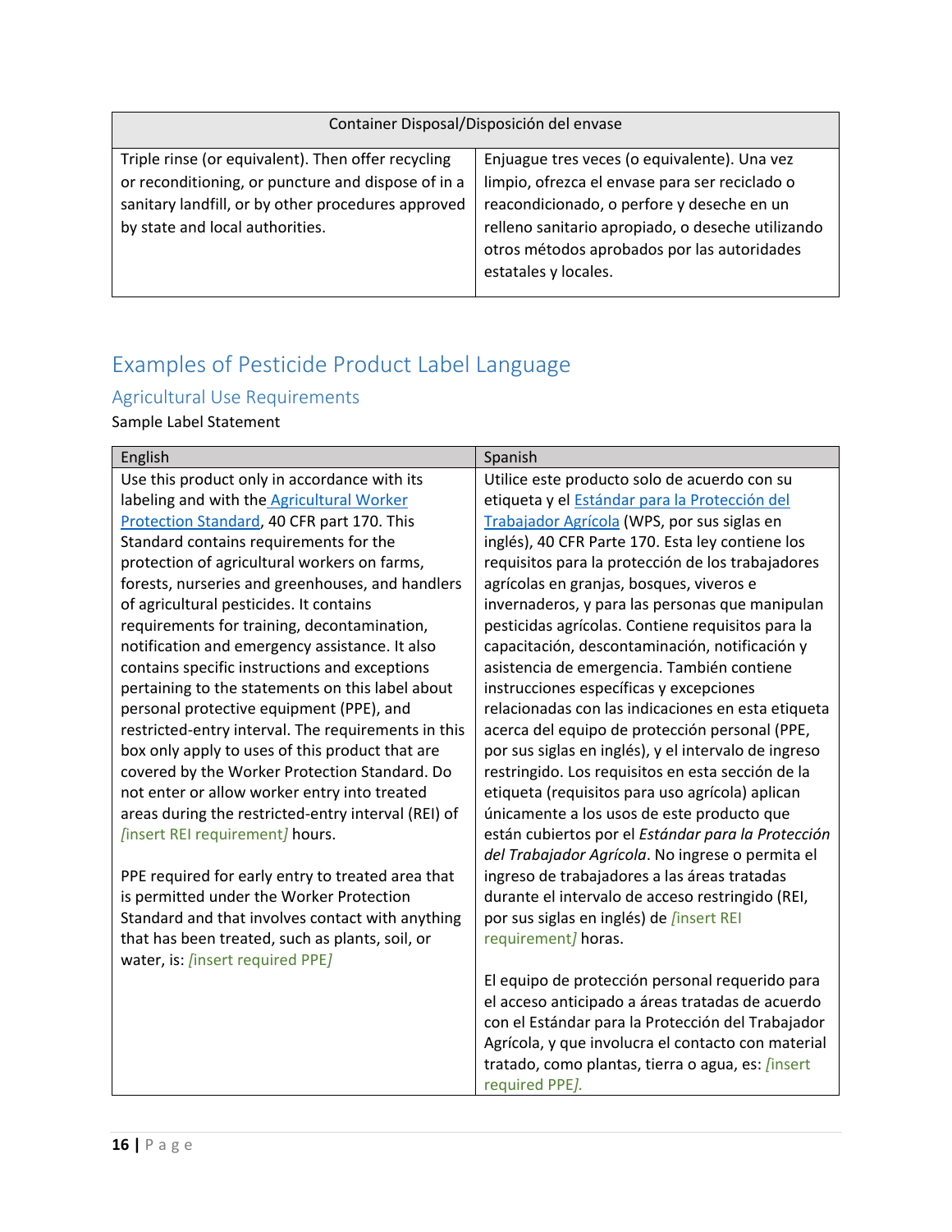| Container Disposal/Disposición del envase | |
|---|---|
| Triple rinse (or equivalent). Then offer recycling or reconditioning, or puncture and dispose of in a sanitary landfill, or by other procedures approved by state and local authorities. | Enjuague tres veces (o equivalente). Una vez limpio, ofrezca el envase para ser reciclado o reacondicionado, o perfore y deseche en un relleno sanitario apropiado, o deseche utilizando otros métodos aprobados por las autoridades estatales y locales. |

## Examples of Pesticide Product Label Language

### Agricultural Use Requirements

Sample Label Statement

| English | Spanish |
|---|---|
| Use this product only in accordance with its labeling and with the Agricultural Worker Protection Standard, 40 CFR part 170. This Standard contains requirements for the protection of agricultural workers on farms, forests, nurseries and greenhouses, and handlers of agricultural pesticides. It contains requirements for training, decontamination, notification and emergency assistance. It also contains specific instructions and exceptions pertaining to the statements on this label about personal protective equipment (PPE), and restricted-entry interval. The requirements in this box only apply to uses of this product that are covered by the Worker Protection Standard. Do not enter or allow worker entry into treated areas during the restricted-entry interval (REI) of *[insert REI requirement]* hours.<br><br>PPE required for early entry to treated area that is permitted under the Worker Protection Standard and that involves contact with anything that has been treated, such as plants, soil, or water, is: *[insert required PPE]* | Utilice este producto solo de acuerdo con su etiqueta y el Estándar para la Protección del Trabajador Agrícola (WPS, por sus siglas en inglés), 40 CFR Parte 170. Esta ley contiene los requisitos para la protección de los trabajadores agrícolas en granjas, bosques, viveros e invernaderos, y para las personas que manipulan pesticidas agrícolas. Contiene requisitos para la capacitación, descontaminación, notificación y asistencia de emergencia. También contiene instrucciones específicas y excepciones relacionadas con las indicaciones en esta etiqueta acerca del equipo de protección personal (PPE, por sus siglas en inglés), y el intervalo de ingreso restringido. Los requisitos en esta sección de la etiqueta (requisitos para uso agrícola) aplican únicamente a los usos de este producto que están cubiertos por el *Estándar para la Protección del Trabajador Agrícola*. No ingrese o permita el ingreso de trabajadores a las áreas tratadas durante el intervalo de acceso restringido (REI, por sus siglas en inglés) de *[insert REI requirement]* horas.<br><br>El equipo de protección personal requerido para el acceso anticipado a áreas tratadas de acuerdo con el Estándar para la Protección del Trabajador Agrícola, y que involucra el contacto con material tratado, como plantas, tierra o agua, es: *[insert required PPE].* |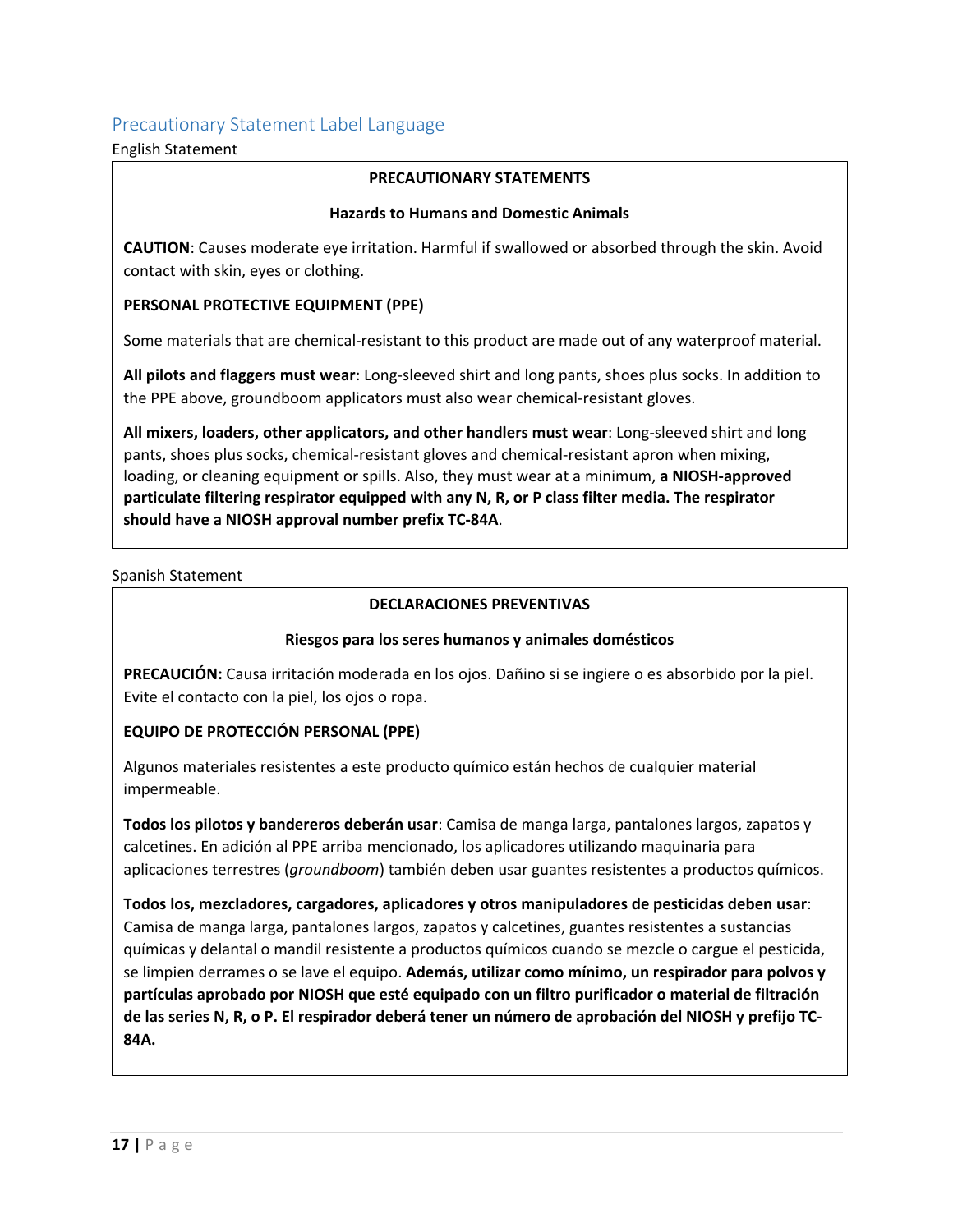## Precautionary Statement Label Language

English Statement

> **PRECAUTIONARY STATEMENTS**
>
> **Hazards to Humans and Domestic Animals**
>
> **CAUTION**: Causes moderate eye irritation. Harmful if swallowed or absorbed through the skin. Avoid contact with skin, eyes or clothing.
>
> **PERSONAL PROTECTIVE EQUIPMENT (PPE)**
>
> Some materials that are chemical-resistant to this product are made out of any waterproof material.
>
> **All pilots and flaggers must wear**: Long-sleeved shirt and long pants, shoes plus socks. In addition to the PPE above, groundboom applicators must also wear chemical-resistant gloves.
>
> **All mixers, loaders, other applicators, and other handlers must wear**: Long-sleeved shirt and long pants, shoes plus socks, chemical-resistant gloves and chemical-resistant apron when mixing, loading, or cleaning equipment or spills. Also, they must wear at a minimum, **a NIOSH-approved particulate filtering respirator equipped with any N, R, or P class filter media. The respirator should have a NIOSH approval number prefix TC-84A**.

Spanish Statement

> **DECLARACIONES PREVENTIVAS**
>
> **Riesgos para los seres humanos y animales domésticos**
>
> **PRECAUCIÓN:** Causa irritación moderada en los ojos. Dañino si se ingiere o es absorbido por la piel. Evite el contacto con la piel, los ojos o ropa.
>
> **EQUIPO DE PROTECCIÓN PERSONAL (PPE)**
>
> Algunos materiales resistentes a este producto químico están hechos de cualquier material impermeable.
>
> **Todos los pilotos y bandereros deberán usar**: Camisa de manga larga, pantalones largos, zapatos y calcetines. En adición al PPE arriba mencionado, los aplicadores utilizando maquinaria para aplicaciones terrestres (*groundboom*) también deben usar guantes resistentes a productos químicos.
>
> **Todos los, mezcladores, cargadores, aplicadores y otros manipuladores de pesticidas deben usar**: Camisa de manga larga, pantalones largos, zapatos y calcetines, guantes resistentes a sustancias químicas y delantal o mandil resistente a productos químicos cuando se mezcle o cargue el pesticida, se limpien derrames o se lave el equipo. **Además, utilizar como mínimo, un respirador para polvos y partículas aprobado por NIOSH que esté equipado con un filtro purificador o material de filtración de las series N, R, o P. El respirador deberá tener un número de aprobación del NIOSH y prefijo TC-84A.**